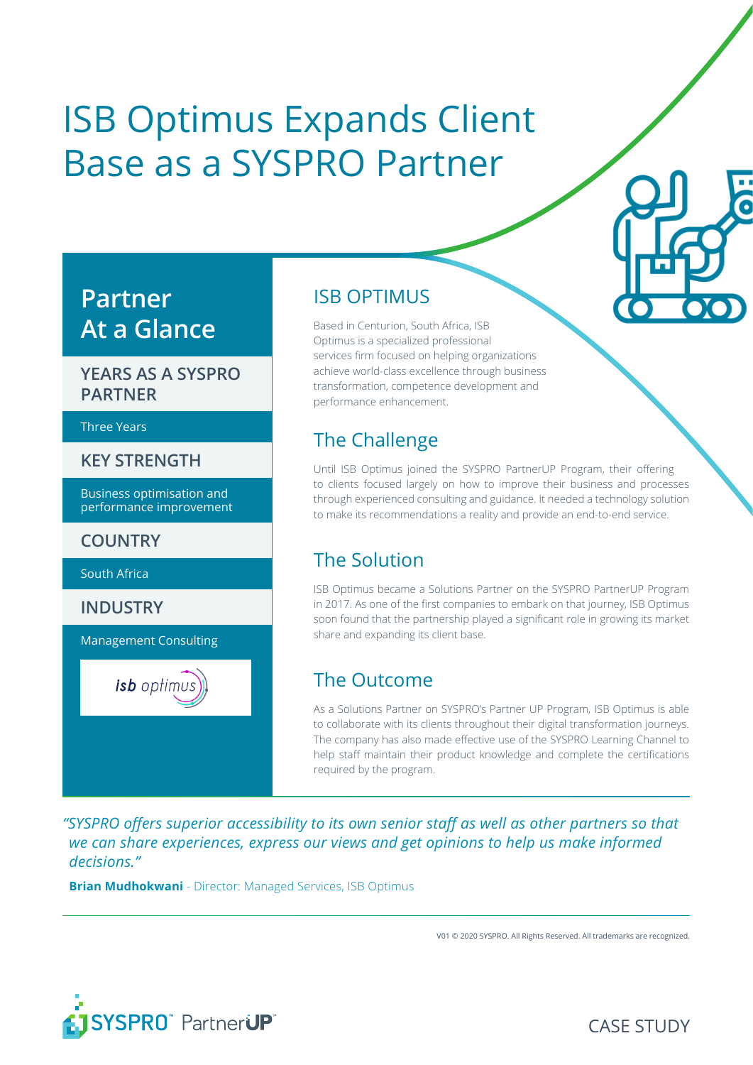# ISB Optimus Expands Client Base as a SYSPRO Partner

## Partner At a Glance

### YEARS AS A SYSPRO PARTNER

Three Years

### KEY STRENGTH

Business optimisation and performance improvement

### COUNTRY

South Africa

### INDUSTRY

Management Consulting

## ISB OPTIMUS

Based in Centurion, South Africa, ISB Optimus is a specialized professional services firm focused on helping organizations achieve world-class excellence through business transformation, competence development and performance enhancement.

## The Challenge

Until ISB Optimus joined the SYSPRO PartnerUP Program, their offering to clients focused largely on how to improve their business and processes through experienced consulting and guidance. It needed a technology solution to make its recommendations a reality and provide an end-to-end service.

## The Solution

ISB Optimus became a Solutions Partner on the SYSPRO PartnerUP Program in 2017. As one of the first companies to embark on that journey, ISB Optimus soon found that the partnership played a significant role in growing its market share and expanding its client base.

## The Outcome

As a Solutions Partner on SYSPRO's Partner UP Program, ISB Optimus is able to collaborate with its clients throughout their digital transformation journeys. The company has also made effective use of the SYSPRO Learning Channel to help staff maintain their product knowledge and complete the certifications required by the program.

*"SYSPRO offers superior accessibility to its own senior staff as well as other partners so that we can share experiences, express our views and get opinions to help us make informed decisions."*

**Brian Mudhokwani** - Director: Managed Services, ISB Optimus

V01 © 2020 SYSPRO. All Rights Reserved. All trademarks are recognized.

SYSPRO PartnerUP

CASE STUDY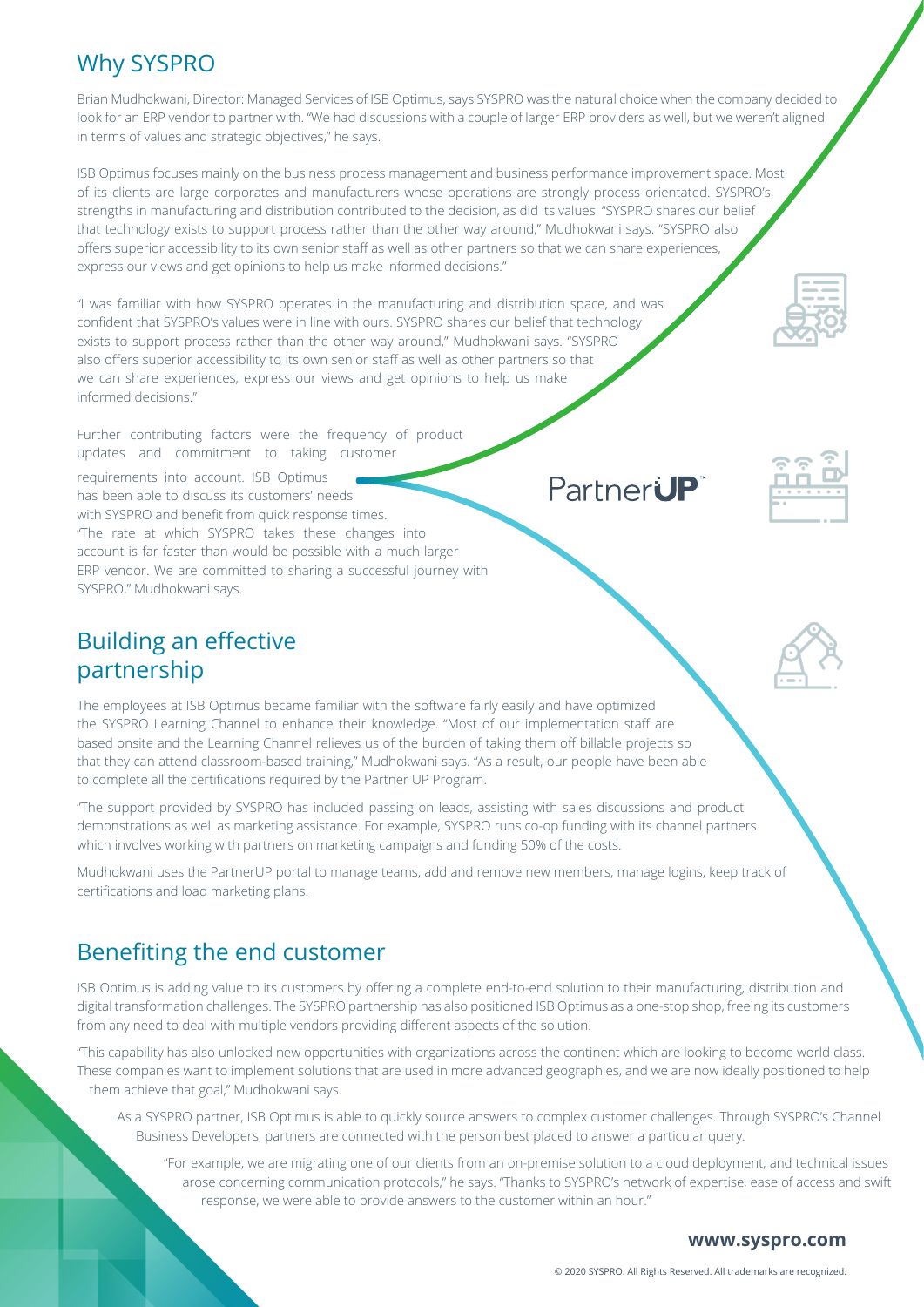## Why SYSPRO

Brian Mudhokwani, Director: Managed Services of ISB Optimus, says SYSPRO was the natural choice when the company decided to look for an ERP vendor to partner with. "We had discussions with a couple of larger ERP providers as well, but we weren't aligned in terms of values and strategic objectives," he says.

ISB Optimus focuses mainly on the business process management and business performance improvement space. Most of its clients are large corporates and manufacturers whose operations are strongly process orientated. SYSPRO's strengths in manufacturing and distribution contributed to the decision, as did its values. "SYSPRO shares our belief that technology exists to support process rather than the other way around," Mudhokwani says. "SYSPRO also offers superior accessibility to its own senior staff as well as other partners so that we can share experiences, express our views and get opinions to help us make informed decisions."

"I was familiar with how SYSPRO operates in the manufacturing and distribution space, and was confident that SYSPRO's values were in line with ours. SYSPRO shares our belief that technology exists to support process rather than the other way around," Mudhokwani says. "SYSPRO also offers superior accessibility to its own senior staff as well as other partners so that we can share experiences, express our views and get opinions to help us make informed decisions."

Further contributing factors were the frequency of product updates and commitment to taking customer requirements into account. ISB Optimus has been able to discuss its customers' needs with SYSPRO and benefit from quick response times. "The rate at which SYSPRO takes these changes into account is far faster than would be possible with a much larger ERP vendor. We are committed to sharing a successful journey with SYSPRO," Mudhokwani says.

PartnerUP™

## Building an effective partnership

The employees at ISB Optimus became familiar with the software fairly easily and have optimized the SYSPRO Learning Channel to enhance their knowledge. "Most of our implementation staff are based onsite and the Learning Channel relieves us of the burden of taking them off billable projects so that they can attend classroom-based training," Mudhokwani says. "As a result, our people have been able to complete all the certifications required by the Partner UP Program.

"The support provided by SYSPRO has included passing on leads, assisting with sales discussions and product demonstrations as well as marketing assistance. For example, SYSPRO runs co-op funding with its channel partners which involves working with partners on marketing campaigns and funding 50% of the costs.

Mudhokwani uses the PartnerUP portal to manage teams, add and remove new members, manage logins, keep track of certifications and load marketing plans.

## Benefiting the end customer

ISB Optimus is adding value to its customers by offering a complete end-to-end solution to their manufacturing, distribution and digital transformation challenges. The SYSPRO partnership has also positioned ISB Optimus as a one-stop shop, freeing its customers from any need to deal with multiple vendors providing different aspects of the solution.

"This capability has also unlocked new opportunities with organizations across the continent which are looking to become world class. These companies want to implement solutions that are used in more advanced geographies, and we are now ideally positioned to help them achieve that goal," Mudhokwani says.

As a SYSPRO partner, ISB Optimus is able to quickly source answers to complex customer challenges. Through SYSPRO's Channel Business Developers, partners are connected with the person best placed to answer a particular query.

"For example, we are migrating one of our clients from an on-premise solution to a cloud deployment, and technical issues arose concerning communication protocols," he says. "Thanks to SYSPRO's network of expertise, ease of access and swift response, we were able to provide answers to the customer within an hour."

**www.syspro.com**

© 2020 SYSPRO. All Rights Reserved. All trademarks are recognized.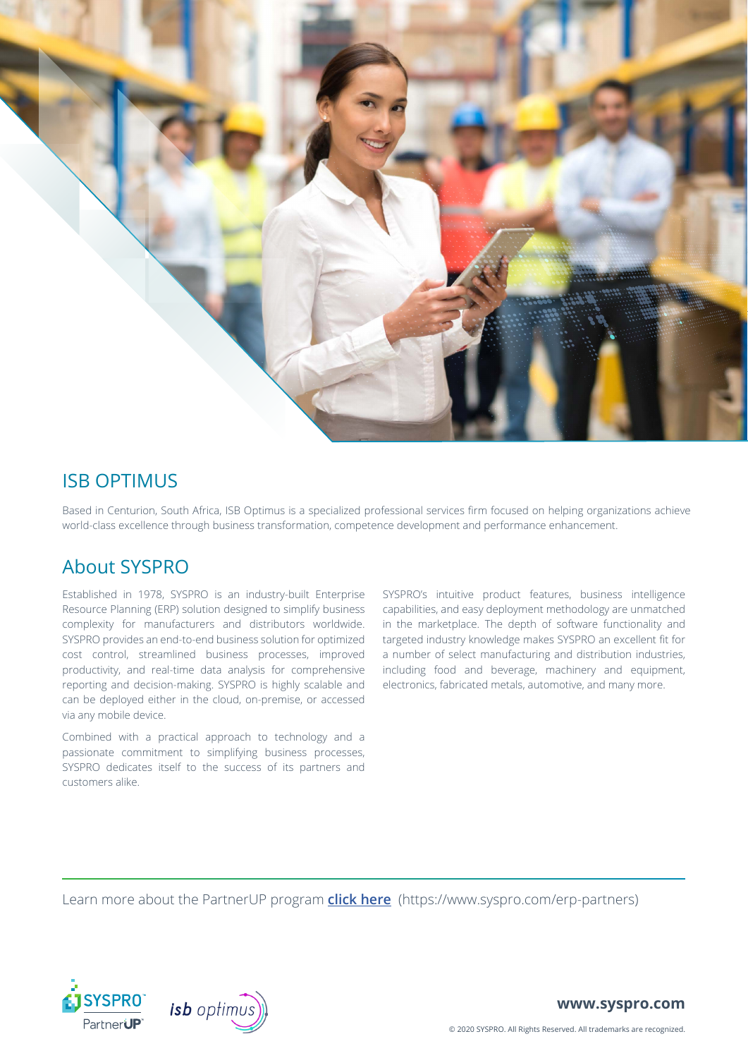## ISB OPTIMUS

Based in Centurion, South Africa, ISB Optimus is a specialized professional services firm focused on helping organizations achieve world-class excellence through business transformation, competence development and performance enhancement.

## About SYSPRO

Established in 1978, SYSPRO is an industry-built Enterprise Resource Planning (ERP) solution designed to simplify business complexity for manufacturers and distributors worldwide. SYSPRO provides an end-to-end business solution for optimized cost control, streamlined business processes, improved productivity, and real-time data analysis for comprehensive reporting and decision-making. SYSPRO is highly scalable and can be deployed either in the cloud, on-premise, or accessed via any mobile device.

Combined with a practical approach to technology and a passionate commitment to simplifying business processes, SYSPRO dedicates itself to the success of its partners and customers alike.

SYSPRO's intuitive product features, business intelligence capabilities, and easy deployment methodology are unmatched in the marketplace. The depth of software functionality and targeted industry knowledge makes SYSPRO an excellent fit for a number of select manufacturing and distribution industries, including food and beverage, machinery and equipment, electronics, fabricated metals, automotive, and many more.

Learn more about the PartnerUP program **click here** (https://www.syspro.com/erp-partners)

**www.syspro.com**

© 2020 SYSPRO. All Rights Reserved. All trademarks are recognized.